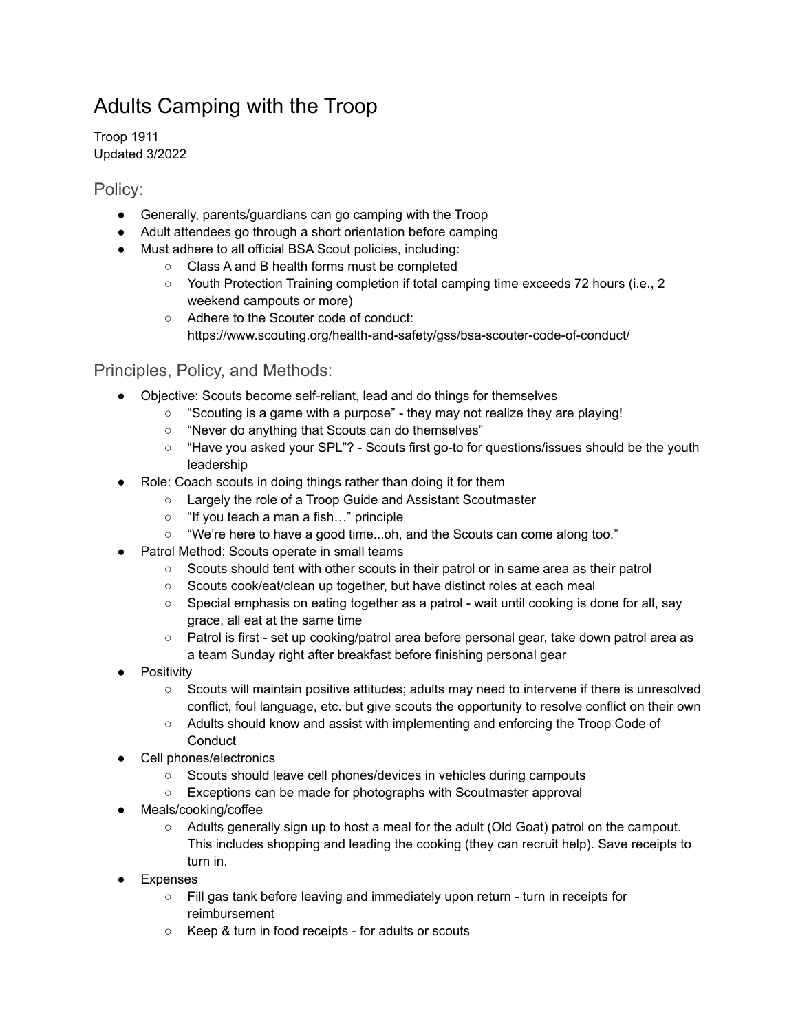# Adults Camping with the Troop

Troop 1911
Updated 3/2022

## Policy:

- Generally, parents/guardians can go camping with the Troop
- Adult attendees go through a short orientation before camping
- Must adhere to all official BSA Scout policies, including:
  - Class A and B health forms must be completed
  - Youth Protection Training completion if total camping time exceeds 72 hours (i.e., 2 weekend campouts or more)
  - Adhere to the Scouter code of conduct: https://www.scouting.org/health-and-safety/gss/bsa-scouter-code-of-conduct/

## Principles, Policy, and Methods:

- Objective: Scouts become self-reliant, lead and do things for themselves
  - "Scouting is a game with a purpose" - they may not realize they are playing!
  - "Never do anything that Scouts can do themselves"
  - "Have you asked your SPL"? - Scouts first go-to for questions/issues should be the youth leadership
- Role: Coach scouts in doing things rather than doing it for them
  - Largely the role of a Troop Guide and Assistant Scoutmaster
  - "If you teach a man a fish…" principle
  - "We're here to have a good time...oh, and the Scouts can come along too."
- Patrol Method: Scouts operate in small teams
  - Scouts should tent with other scouts in their patrol or in same area as their patrol
  - Scouts cook/eat/clean up together, but have distinct roles at each meal
  - Special emphasis on eating together as a patrol - wait until cooking is done for all, say grace, all eat at the same time
  - Patrol is first - set up cooking/patrol area before personal gear, take down patrol area as a team Sunday right after breakfast before finishing personal gear
- Positivity
  - Scouts will maintain positive attitudes; adults may need to intervene if there is unresolved conflict, foul language, etc. but give scouts the opportunity to resolve conflict on their own
  - Adults should know and assist with implementing and enforcing the Troop Code of Conduct
- Cell phones/electronics
  - Scouts should leave cell phones/devices in vehicles during campouts
  - Exceptions can be made for photographs with Scoutmaster approval
- Meals/cooking/coffee
  - Adults generally sign up to host a meal for the adult (Old Goat) patrol on the campout. This includes shopping and leading the cooking (they can recruit help). Save receipts to turn in.
- Expenses
  - Fill gas tank before leaving and immediately upon return - turn in receipts for reimbursement
  - Keep & turn in food receipts - for adults or scouts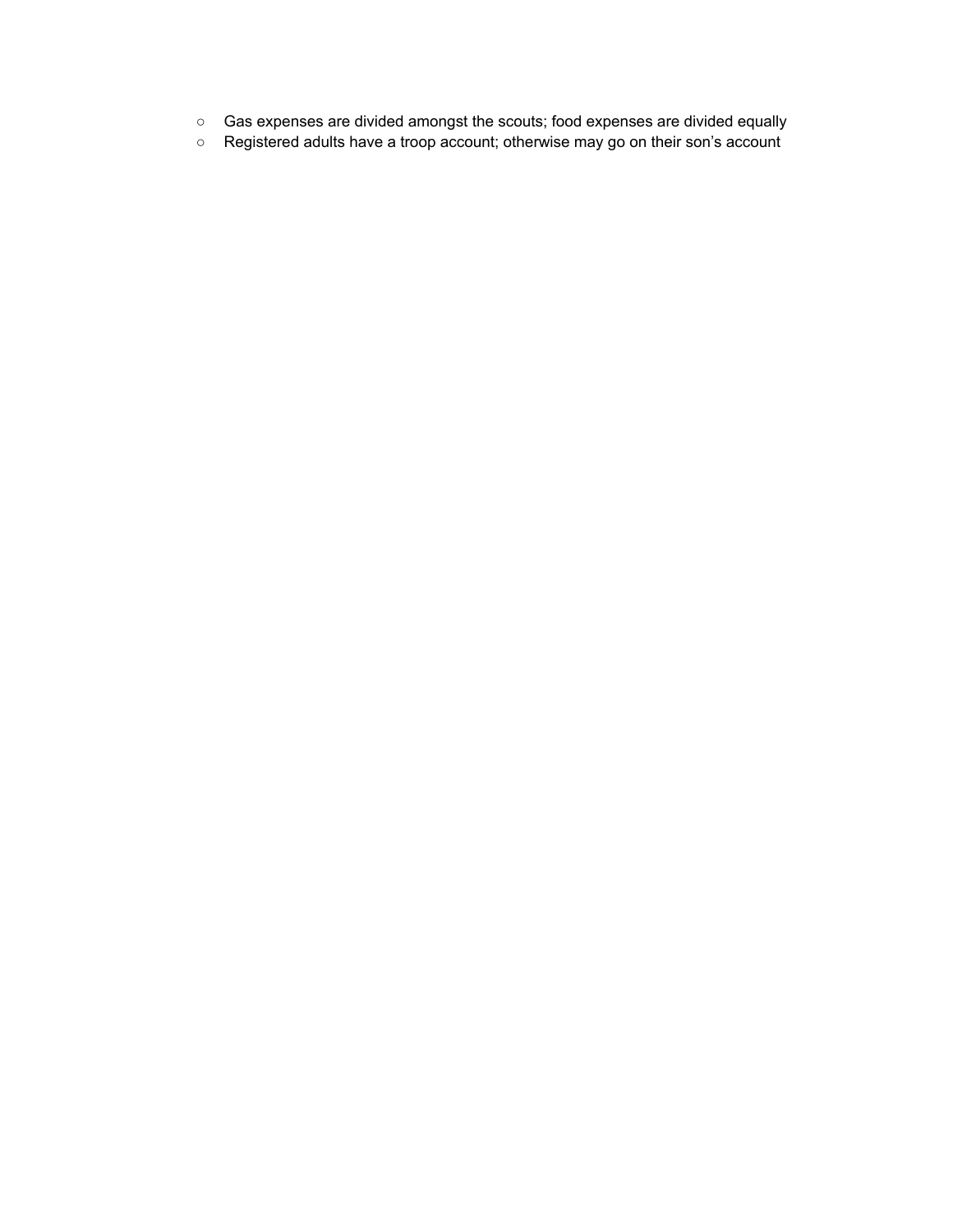- Gas expenses are divided amongst the scouts; food expenses are divided equally
- Registered adults have a troop account; otherwise may go on their son's account